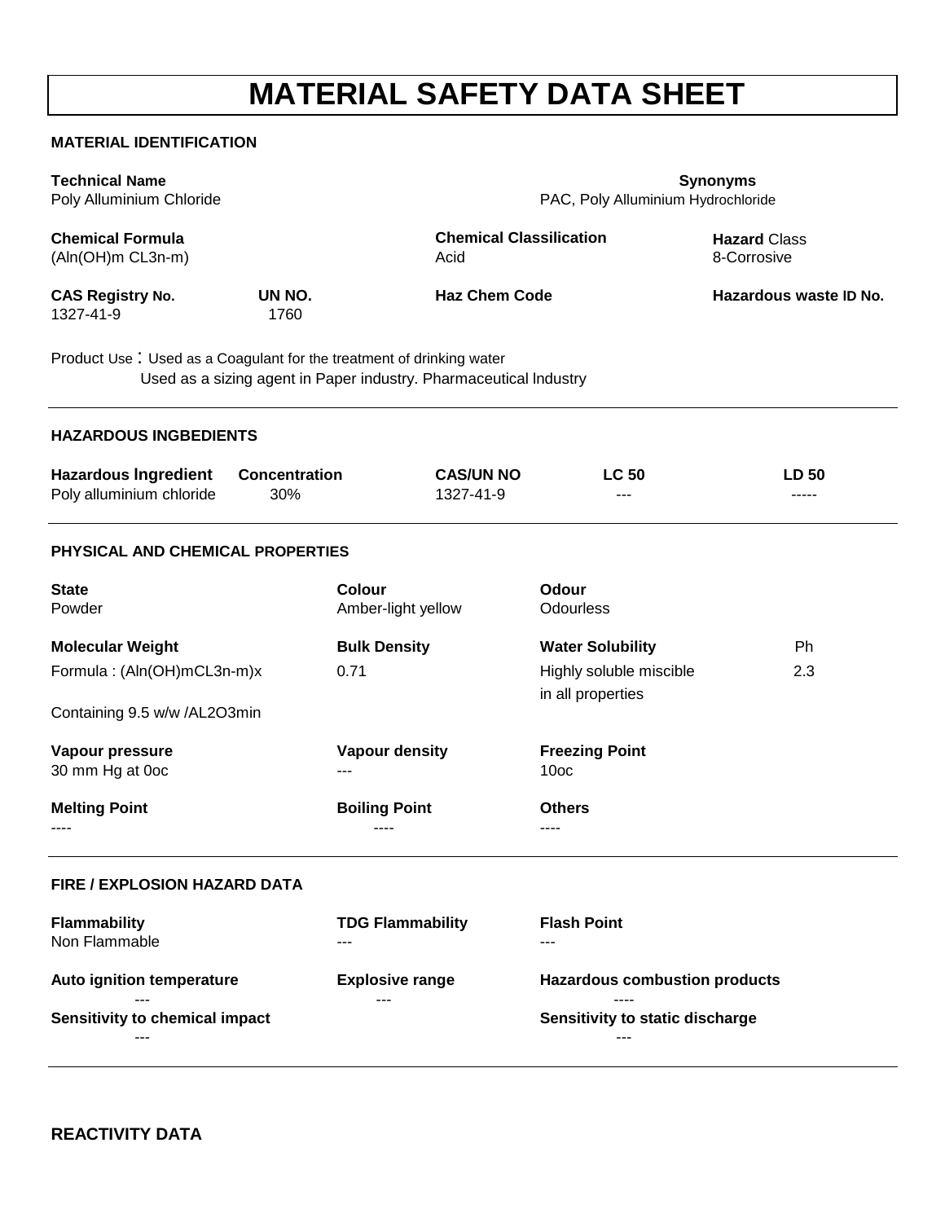# MATERIAL SAFETY DATA SHEET

## MATERIAL IDENTIFICATION

| Technical Name | | Synonyms |
|---|---|---|
| Poly Alluminium Chloride | | PAC, Poly Alluminium Hydrochloride |

| Chemical Formula | Chemical Classilication | Hazard Class |
|---|---|---|
| (Aln(OH)m CL3n-m) | Acid | 8-Corrosive |

| CAS Registry No. | UN NO. | Haz Chem Code | Hazardous waste ID No. |
|---|---|---|---|
| 1327-41-9 | 1760 | | |

Product Use : Used as a Coagulant for the treatment of drinking water
Used as a sizing agent in Paper industry. Pharmaceutical lndustry

## HAZARDOUS INGBEDIENTS

| Hazardous lngredient | Concentration | CAS/UN NO | LC 50 | LD 50 |
|---|---|---|---|---|
| Poly alluminium chloride | 30% | 1327-41-9 | --- | ----- |

## PHYSICAL AND CHEMICAL PROPERTIES

| State | Colour | Odour | |
|---|---|---|---|
| Powder | Amber-light yellow | Odourless | |
| **Molecular Weight** | **Bulk Density** | **Water Solubility** | **Ph** |
| Formula : (Aln(OH)mCL3n-m)x<br>Containing 9.5 w/w /AL2O3min | 0.71 | Highly soluble miscible in all properties | 2.3 |
| **Vapour pressure** | **Vapour density** | **Freezing Point** | |
| 30 mm Hg at 0oc | --- | 10oc | |
| **Melting Point** | **Boiling Point** | **Others** | |
| ---- | ---- | ---- | |

## FIRE / EXPLOSION HAZARD DATA

| Flammability | TDG Flammability | Flash Point |
|---|---|---|
| Non Flammable | --- | --- |
| **Auto ignition temperature** | **Explosive range** | **Hazardous combustion products** |
| --- | --- | ---- |
| **Sensitivity to chemical impact** | | **Sensitivity to static discharge** |
| --- | | --- |

## REACTIVITY DATA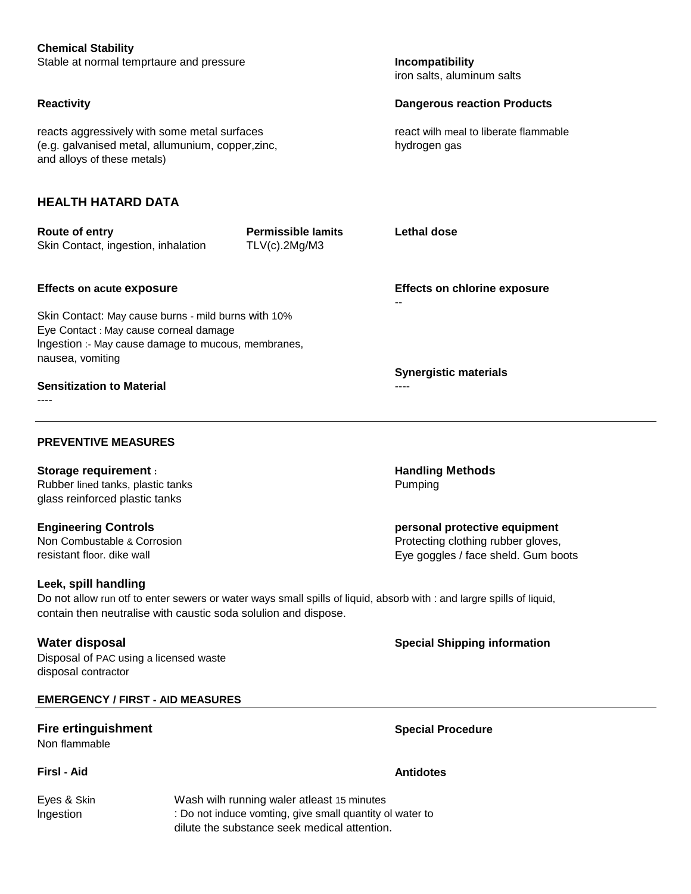**Chemical Stability**
Stable at normal temprtaure and pressure

**Incompatibility**
iron salts, aluminum salts

**Reactivity**

reacts aggressively with some metal surfaces
(e.g. galvanised metal, allumunium, copper,zinc,
and alloys of these metals)

**Dangerous reaction Products**

react wilh meal to liberate flammable
hydrogen gas

## HEALTH HATARD DATA

**Route of entry**
Skin Contact, ingestion, inhalation

**Permissible lamits**
TLV(c).2Mg/M3

**Lethal dose**

**Effects on acute exposure**

Skin Contact: May cause burns - mild burns with 10%
Eye Contact : May cause corneal damage
lngestion :- May cause damage to mucous, membranes,
nausea, vomiting

**Effects on chlorine exposure**
--

**Synergistic materials**
----

**Sensitization to Material**
----

### PREVENTIVE MEASURES

**Storage requirement :**
Rubber lined tanks, plastic tanks
glass reinforced plastic tanks

**Handling Methods**
Pumping

**Engineering Controls**
Non Combustable & Corrosion
resistant floor. dike wall

**personal protective equipment**
Protecting clothing rubber gloves,
Eye goggles / face sheld. Gum boots

**Leek, spill handling**
Do not allow run otf to enter sewers or water ways small spills of liquid, absorb with : and largre spills of liquid,
contain then neutralise with caustic soda solulion and dispose.

**Water disposal**
Disposal of PAC using a licensed waste
disposal contractor

**Special Shipping information**

### EMERGENCY / FIRST - AID MEASURES

**Fire ertinguishment**
Non flammable

**Special Procedure**

**Firsl - Aid**

**Antidotes**

| | |
|---|---|
| Eyes & Skin | Wash wilh running waler atleast 15 minutes |
| lngestion | : Do not induce vomting, give small quantity ol water to dilute the substance seek medical attention. |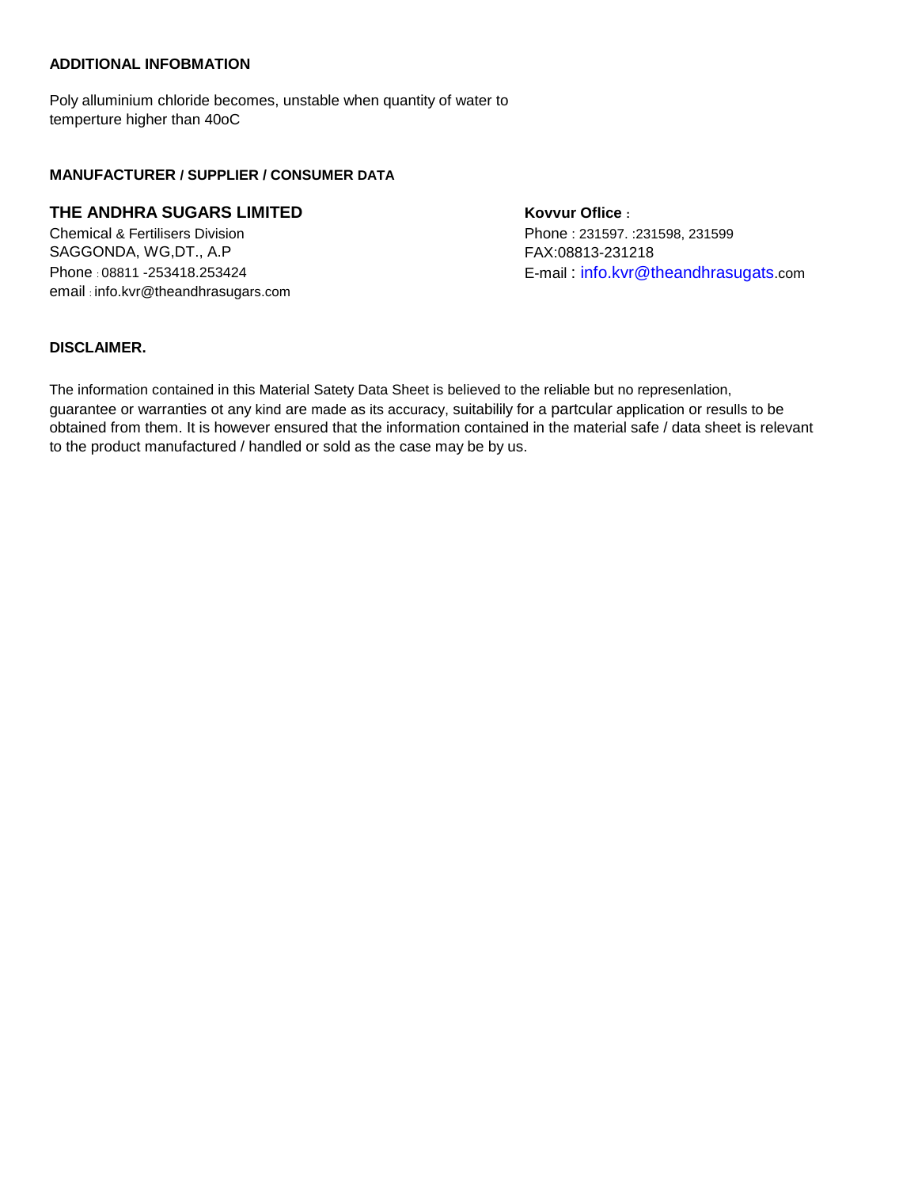**ADDITIONAL INFOBMATION**

Poly alluminium chloride becomes, unstable when quantity of water to temperture higher than 40oC

**MANUFACTURER / SUPPLIER / CONSUMER DATA**

**THE ANDHRA SUGARS LIMITED**
Chemical & Fertilisers Division
SAGGONDA, WG,DT., A.P
Phone : 08811 -253418.253424
email : info.kvr@theandhrasugars.com

**Kovvur Oflice :**
Phone : 231597. :231598, 231599
FAX:08813-231218
E-mail : info.kvr@theandhrasugats.com

**DISCLAIMER.**

The information contained in this Material Satety Data Sheet is believed to the reliable but no represenlation, guarantee or warranties ot any kind are made as its accuracy, suitabilily for a partcular application or resulls to be obtained from them. It is however ensured that the information contained in the material safe / data sheet is relevant to the product manufactured / handled or sold as the case may be by us.